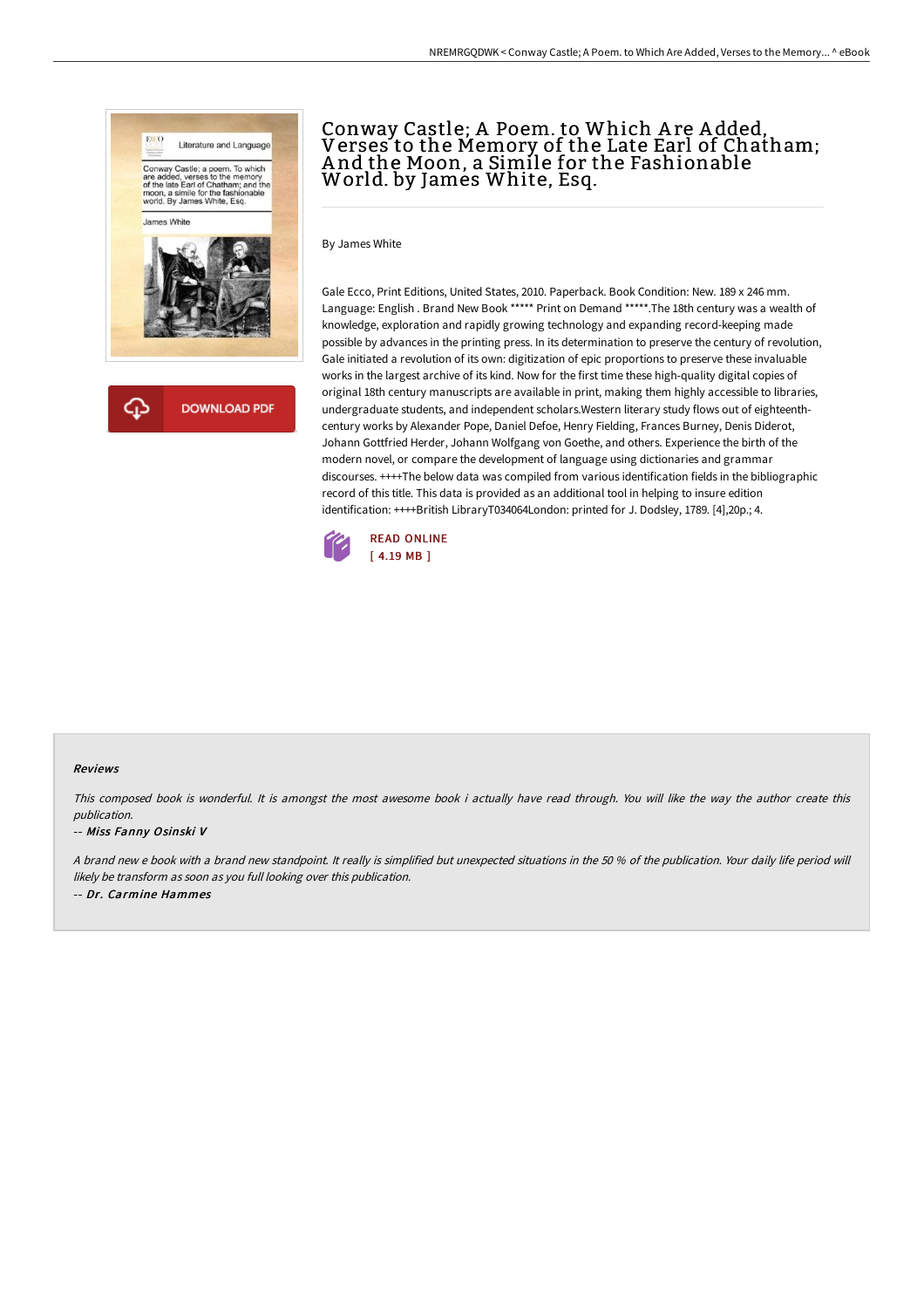# Conway Castle; A Poem. to Which Are Added, Verses to the Memory of the Late Earl of Chatham; And the Moon, a Simile for the Fashionable World. by James White, Esq.

By James White

Gale Ecco, Print Editions, United States, 2010. Paperback. Book Condition: New. 189 x 246 mm. Language: English . Brand New Book ***** Print on Demand *****.The 18th century was a wealth of knowledge, exploration and rapidly growing technology and expanding record-keeping made possible by advances in the printing press. In its determination to preserve the century of revolution, Gale initiated a revolution of its own: digitization of epic proportions to preserve these invaluable works in the largest archive of its kind. Now for the first time these high-quality digital copies of original 18th century manuscripts are available in print, making them highly accessible to libraries, undergraduate students, and independent scholars.Western literary study flows out of eighteenth-century works by Alexander Pope, Daniel Defoe, Henry Fielding, Frances Burney, Denis Diderot, Johann Gottfried Herder, Johann Wolfgang von Goethe, and others. Experience the birth of the modern novel, or compare the development of language using dictionaries and grammar discourses. ++++The below data was compiled from various identification fields in the bibliographic record of this title. This data is provided as an additional tool in helping to insure edition identification: ++++British LibraryT034064London: printed for J. Dodsley, 1789. [4],20p.; 4.

READ ONLINE
[ 4.19 MB ]

DOWNLOAD PDF

### Reviews

*This composed book is wonderful. It is amongst the most awesome book i actually have read through. You will like the way the author create this publication.*

-- *Miss Fanny Osinski V*

*A brand new e book with a brand new standpoint. It really is simplified but unexpected situations in the 50 % of the publication. Your daily life period will likely be transform as soon as you full looking over this publication.*

-- *Dr. Carmine Hammes*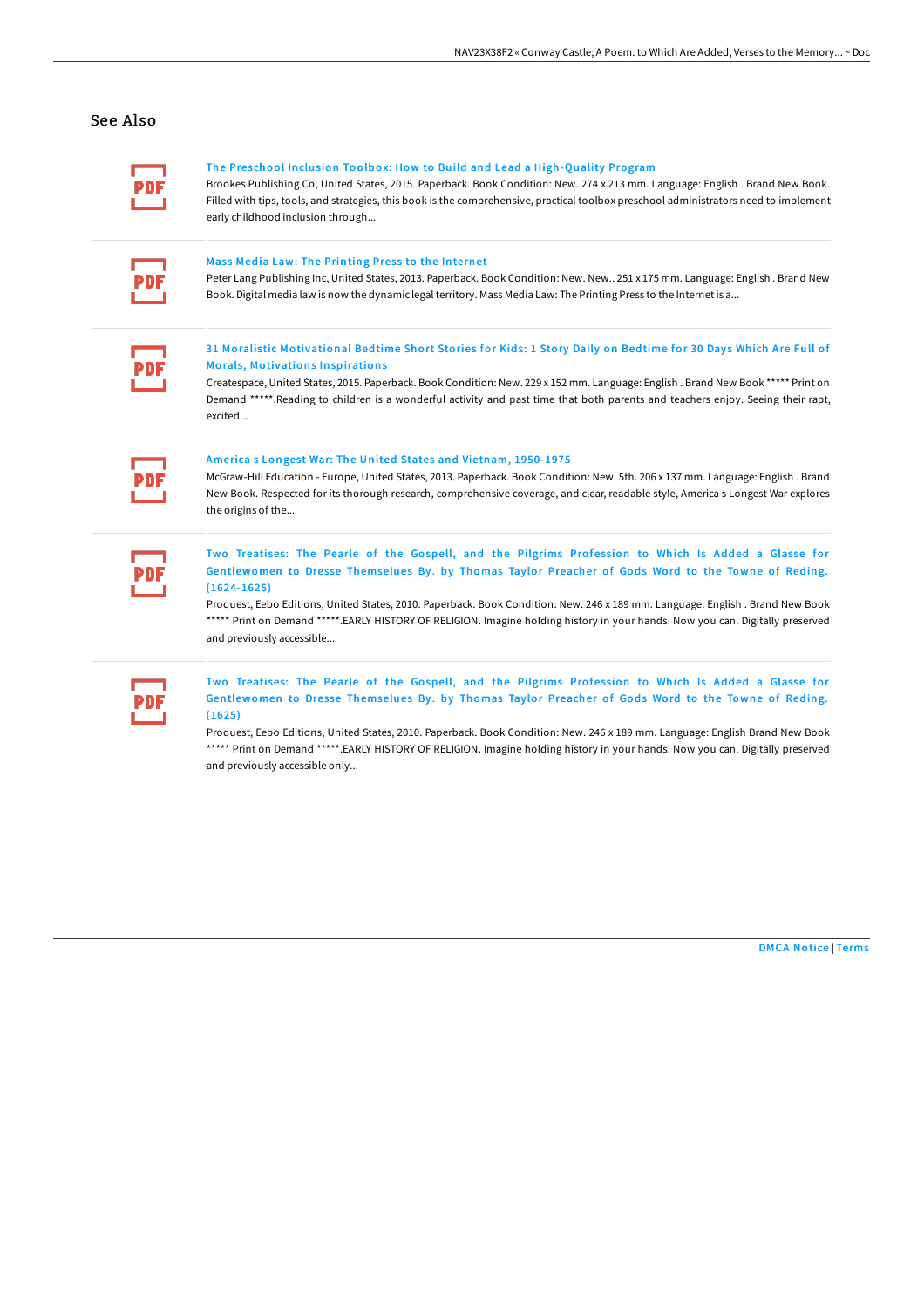## See Also

**The Preschool Inclusion Toolbox: How to Build and Lead a High-Quality Program**

Brookes Publishing Co, United States, 2015. Paperback. Book Condition: New. 274 x 213 mm. Language: English . Brand New Book. Filled with tips, tools, and strategies, this book is the comprehensive, practical toolbox preschool administrators need to implement early childhood inclusion through...

**Mass Media Law: The Printing Press to the Internet**

Peter Lang Publishing Inc, United States, 2013. Paperback. Book Condition: New. New.. 251 x 175 mm. Language: English . Brand New Book. Digital media law is now the dynamic legal territory. Mass Media Law: The Printing Press to the Internet is a...

**31 Moralistic Motivational Bedtime Short Stories for Kids: 1 Story Daily on Bedtime for 30 Days Which Are Full of Morals, Motivations Inspirations**

Createspace, United States, 2015. Paperback. Book Condition: New. 229 x 152 mm. Language: English . Brand New Book ***** Print on Demand *****.Reading to children is a wonderful activity and past time that both parents and teachers enjoy. Seeing their rapt, excited...

**America s Longest War: The United States and Vietnam, 1950-1975**

McGraw-Hill Education - Europe, United States, 2013. Paperback. Book Condition: New. 5th. 206 x 137 mm. Language: English . Brand New Book. Respected for its thorough research, comprehensive coverage, and clear, readable style, America s Longest War explores the origins of the...

**Two Treatises: The Pearle of the Gospell, and the Pilgrims Profession to Which Is Added a Glasse for Gentlewomen to Dresse Themselues By. by Thomas Taylor Preacher of Gods Word to the Towne of Reding. (1624-1625)**

Proquest, Eebo Editions, United States, 2010. Paperback. Book Condition: New. 246 x 189 mm. Language: English . Brand New Book ***** Print on Demand *****.EARLY HISTORY OF RELIGION. Imagine holding history in your hands. Now you can. Digitally preserved and previously accessible...

**Two Treatises: The Pearle of the Gospell, and the Pilgrims Profession to Which Is Added a Glasse for Gentlewomen to Dresse Themselues By. by Thomas Taylor Preacher of Gods Word to the Towne of Reding. (1625)**

Proquest, Eebo Editions, United States, 2010. Paperback. Book Condition: New. 246 x 189 mm. Language: English Brand New Book ***** Print on Demand *****.EARLY HISTORY OF RELIGION. Imagine holding history in your hands. Now you can. Digitally preserved and previously accessible only...